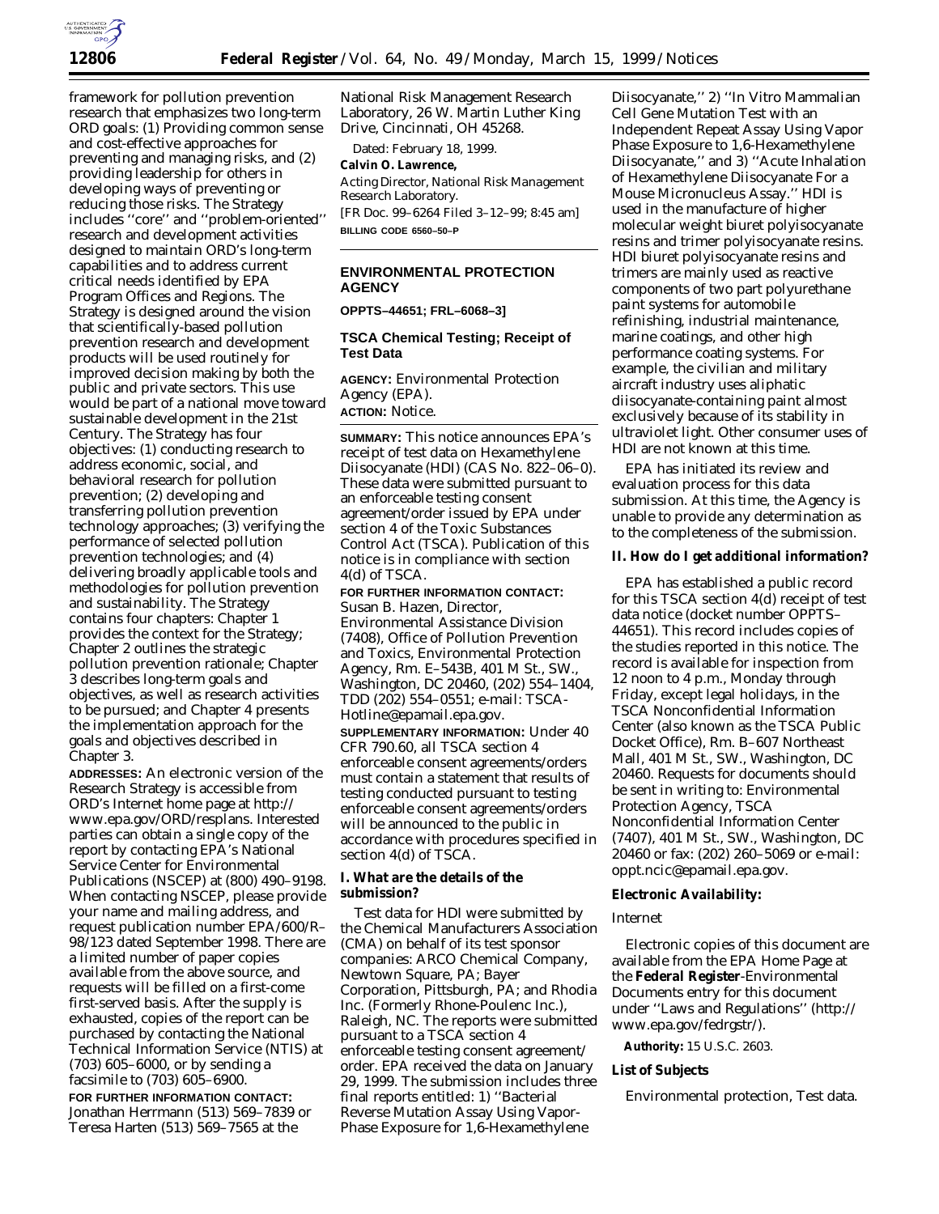framework for pollution prevention research that emphasizes two long-term ORD goals: (1) Providing common sense and cost-effective approaches for preventing and managing risks, and (2) providing leadership for others in developing ways of preventing or reducing those risks. The Strategy includes ''core'' and ''problem-oriented'' research and development activities designed to maintain ORD's long-term capabilities and to address current critical needs identified by EPA Program Offices and Regions. The Strategy is designed around the vision that scientifically-based pollution prevention research and development products will be used routinely for improved decision making by both the public and private sectors. This use would be part of a national move toward sustainable development in the 21st Century. The Strategy has four objectives: (1) conducting research to address economic, social, and behavioral research for pollution prevention; (2) developing and transferring pollution prevention technology approaches; (3) verifying the performance of selected pollution prevention technologies; and (4) delivering broadly applicable tools and methodologies for pollution prevention and sustainability. The Strategy contains four chapters: Chapter 1 provides the context for the Strategy; Chapter 2 outlines the strategic pollution prevention rationale; Chapter 3 describes long-term goals and objectives, as well as research activities to be pursued; and Chapter 4 presents the implementation approach for the goals and objectives described in Chapter 3.

**ADDRESSES:** An electronic version of the Research Strategy is accessible from ORD's Internet home page at http://www.epa.gov/ORD/resplans. Interested parties can obtain a single copy of the report by contacting EPA's National Service Center for Environmental Publications (NSCEP) at (800) 490–9198. When contacting NSCEP, please provide your name and mailing address, and request publication number EPA/600/R–98/123 dated September 1998. There are a limited number of paper copies available from the above source, and requests will be filled on a first-come first-served basis. After the supply is exhausted, copies of the report can be purchased by contacting the National Technical Information Service (NTIS) at (703) 605–6000, or by sending a facsimile to (703) 605–6900.

**FOR FURTHER INFORMATION CONTACT:** Jonathan Herrmann (513) 569–7839 or Teresa Harten (513) 569–7565 at the National Risk Management Research Laboratory, 26 W. Martin Luther King Drive, Cincinnati, OH 45268.

Dated: February 18, 1999.

**Calvin O. Lawrence,**

*Acting Director, National Risk Management Research Laboratory.*

[FR Doc. 99–6264 Filed 3–12–99; 8:45 am]

**BILLING CODE 6560–50–P**

---

## ENVIRONMENTAL PROTECTION AGENCY

**OPPTS–44651; FRL–6068–3]**

### TSCA Chemical Testing; Receipt of Test Data

**AGENCY:** Environmental Protection Agency (EPA).

**ACTION:** Notice.

**SUMMARY:** This notice announces EPA's receipt of test data on Hexamethylene Diisocyanate (HDI) (CAS No. 822–06–0). These data were submitted pursuant to an enforceable testing consent agreement/order issued by EPA under section 4 of the Toxic Substances Control Act (TSCA). Publication of this notice is in compliance with section 4(d) of TSCA.

**FOR FURTHER INFORMATION CONTACT:** Susan B. Hazen, Director, Environmental Assistance Division (7408), Office of Pollution Prevention and Toxics, Environmental Protection Agency, Rm. E–543B, 401 M St., SW., Washington, DC 20460, (202) 554–1404, TDD (202) 554–0551; e-mail: TSCA-Hotline@epamail.epa.gov.

**SUPPLEMENTARY INFORMATION:** Under 40 CFR 790.60, all TSCA section 4 enforceable consent agreements/orders must contain a statement that results of testing conducted pursuant to testing enforceable consent agreements/orders will be announced to the public in accordance with procedures specified in section 4(d) of TSCA.

### I. What are the details of the submission?

Test data for HDI were submitted by the Chemical Manufacturers Association (CMA) on behalf of its test sponsor companies: ARCO Chemical Company, Newtown Square, PA; Bayer Corporation, Pittsburgh, PA; and Rhodia Inc. (Formerly Rhone-Poulenc Inc.), Raleigh, NC. The reports were submitted pursuant to a TSCA section 4 enforceable testing consent agreement/order. EPA received the data on January 29, 1999. The submission includes three final reports entitled: 1) ''Bacterial Reverse Mutation Assay Using Vapor-Phase Exposure for 1,6-Hexamethylene Diisocyanate,'' 2) ''In Vitro Mammalian Cell Gene Mutation Test with an Independent Repeat Assay Using Vapor Phase Exposure to 1,6-Hexamethylene Diisocyanate,'' and 3) ''Acute Inhalation of Hexamethylene Diisocyanate For a Mouse Micronucleus Assay.'' HDI is used in the manufacture of higher molecular weight biuret polyisocyanate resins and trimer polyisocyanate resins. HDI biuret polyisocyanate resins and trimers are mainly used as reactive components of two part polyurethane paint systems for automobile refinishing, industrial maintenance, marine coatings, and other high performance coating systems. For example, the civilian and military aircraft industry uses aliphatic diisocyanate-containing paint almost exclusively because of its stability in ultraviolet light. Other consumer uses of HDI are not known at this time.

EPA has initiated its review and evaluation process for this data submission. At this time, the Agency is unable to provide any determination as to the completeness of the submission.

### II. How do I get additional information?

EPA has established a public record for this TSCA section 4(d) receipt of test data notice (docket number OPPTS–44651). This record includes copies of the studies reported in this notice. The record is available for inspection from 12 noon to 4 p.m., Monday through Friday, except legal holidays, in the TSCA Nonconfidential Information Center (also known as the TSCA Public Docket Office), Rm. B–607 Northeast Mall, 401 M St., SW., Washington, DC 20460. Requests for documents should be sent in writing to: Environmental Protection Agency, TSCA Nonconfidential Information Center (7407), 401 M St., SW., Washington, DC 20460 or fax: (202) 260–5069 or e-mail: oppt.ncic@epamail.epa.gov.

**Electronic Availability:**

*Internet*

Electronic copies of this document are available from the EPA Home Page at the **Federal Register**-Environmental Documents entry for this document under ''Laws and Regulations'' (http://www.epa.gov/fedrgstr/).

**Authority:** 15 U.S.C. 2603.

**List of Subjects**

Environmental protection, Test data.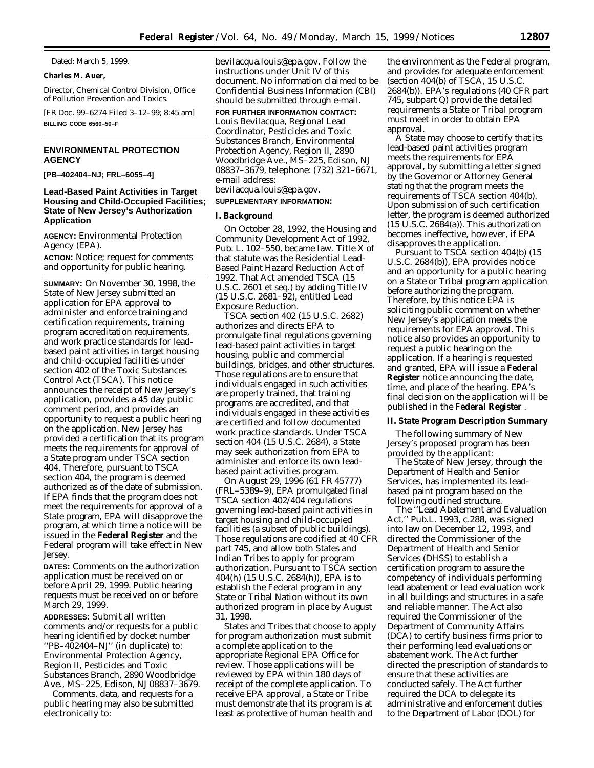Dated: March 5, 1999.

**Charles M. Auer,**

*Director, Chemical Control Division, Office of Pollution Prevention and Toxics.*

[FR Doc. 99–6274 Filed 3–12–99; 8:45 am]

**BILLING CODE 6560–50–F**

## ENVIRONMENTAL PROTECTION AGENCY

**[PB–402404–NJ; FRL–6055–4]**

### Lead-Based Paint Activities in Target Housing and Child-Occupied Facilities; State of New Jersey's Authorization Application

**AGENCY:** Environmental Protection Agency (EPA).

**ACTION:** Notice; request for comments and opportunity for public hearing.

**SUMMARY:** On November 30, 1998, the State of New Jersey submitted an application for EPA approval to administer and enforce training and certification requirements, training program accreditation requirements, and work practice standards for lead-based paint activities in target housing and child-occupied facilities under section 402 of the Toxic Substances Control Act (TSCA). This notice announces the receipt of New Jersey's application, provides a 45 day public comment period, and provides an opportunity to request a public hearing on the application. New Jersey has provided a certification that its program meets the requirements for approval of a State program under TSCA section 404. Therefore, pursuant to TSCA section 404, the program is deemed authorized as of the date of submission. If EPA finds that the program does not meet the requirements for approval of a State program, EPA will disapprove the program, at which time a notice will be issued in the **Federal Register** and the Federal program will take effect in New Jersey.

**DATES:** Comments on the authorization application must be received on or before April 29, 1999. Public hearing requests must be received on or before March 29, 1999.

**ADDRESSES:** Submit all written comments and/or requests for a public hearing identified by docket number ''PB–402404–NJ'' (in duplicate) to: Environmental Protection Agency, Region II, Pesticides and Toxic Substances Branch, 2890 Woodbridge Ave., MS–225, Edison, NJ 08837–3679.

Comments, data, and requests for a public hearing may also be submitted electronically to: bevilacqua.louis@epa.gov. Follow the instructions under Unit IV of this document. No information claimed to be Confidential Business Information (CBI) should be submitted through e-mail.

**FOR FURTHER INFORMATION CONTACT:** Louis Bevilacqua, Regional Lead Coordinator, Pesticides and Toxic Substances Branch, Environmental Protection Agency, Region II, 2890 Woodbridge Ave., MS–225, Edison, NJ 08837–3679, telephone: (732) 321–6671, e-mail address: bevilacqua.louis@epa.gov.

**SUPPLEMENTARY INFORMATION:**

#### I. Background

On October 28, 1992, the Housing and Community Development Act of 1992, Pub. L. 102–550, became law. Title X of that statute was the Residential Lead-Based Paint Hazard Reduction Act of 1992. That Act amended TSCA (15 U.S.C. 2601 et seq.) by adding Title IV (15 U.S.C. 2681–92), entitled Lead Exposure Reduction.

TSCA section 402 (15 U.S.C. 2682) authorizes and directs EPA to promulgate final regulations governing lead-based paint activities in target housing, public and commercial buildings, bridges, and other structures. Those regulations are to ensure that individuals engaged in such activities are properly trained, that training programs are accredited, and that individuals engaged in these activities are certified and follow documented work practice standards. Under TSCA section 404 (15 U.S.C. 2684), a State may seek authorization from EPA to administer and enforce its own lead-based paint activities program.

On August 29, 1996 (61 FR 45777) (FRL–5389–9), EPA promulgated final TSCA section 402/404 regulations governing lead-based paint activities in target housing and child-occupied facilities (a subset of public buildings). Those regulations are codified at 40 CFR part 745, and allow both States and Indian Tribes to apply for program authorization. Pursuant to TSCA section 404(h) (15 U.S.C. 2684(h)), EPA is to establish the Federal program in any State or Tribal Nation without its own authorized program in place by August 31, 1998.

States and Tribes that choose to apply for program authorization must submit a complete application to the appropriate Regional EPA Office for review. Those applications will be reviewed by EPA within 180 days of receipt of the complete application. To receive EPA approval, a State or Tribe must demonstrate that its program is at least as protective of human health and the environment as the Federal program, and provides for adequate enforcement (section 404(b) of TSCA, 15 U.S.C. 2684(b)). EPA's regulations (40 CFR part 745, subpart Q) provide the detailed requirements a State or Tribal program must meet in order to obtain EPA approval.

A State may choose to certify that its lead-based paint activities program meets the requirements for EPA approval, by submitting a letter signed by the Governor or Attorney General stating that the program meets the requirements of TSCA section 404(b). Upon submission of such certification letter, the program is deemed authorized (15 U.S.C. 2684(a)). This authorization becomes ineffective, however, if EPA disapproves the application.

Pursuant to TSCA section 404(b) (15 U.S.C. 2684(b)), EPA provides notice and an opportunity for a public hearing on a State or Tribal program application before authorizing the program. Therefore, by this notice EPA is soliciting public comment on whether New Jersey's application meets the requirements for EPA approval. This notice also provides an opportunity to request a public hearing on the application. If a hearing is requested and granted, EPA will issue a **Federal Register** notice announcing the date, time, and place of the hearing. EPA's final decision on the application will be published in the **Federal Register** .

#### II. State Program Description Summary

The following summary of New Jersey's proposed program has been provided by the applicant:

The State of New Jersey, through the Department of Health and Senior Services, has implemented its lead-based paint program based on the following outlined structure.

The ''Lead Abatement and Evaluation Act,'' Pub.L. 1993, c.288, was signed into law on December 12, 1993, and directed the Commissioner of the Department of Health and Senior Services (DHSS) to establish a certification program to assure the competency of individuals performing lead abatement or lead evaluation work in all buildings and structures in a safe and reliable manner. The Act also required the Commissioner of the Department of Community Affairs (DCA) to certify business firms prior to their performing lead evaluations or abatement work. The Act further directed the prescription of standards to ensure that these activities are conducted safely. The Act further required the DCA to delegate its administrative and enforcement duties to the Department of Labor (DOL) for